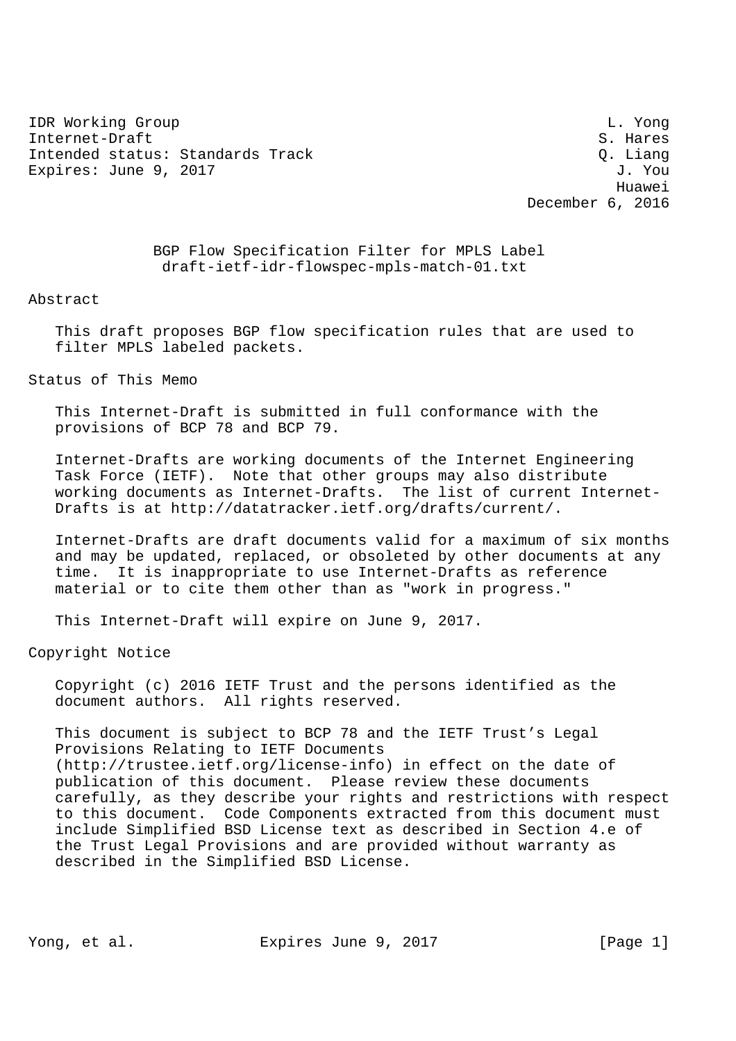IDR Working Group — L. Yong
Internet-Draft — S. Hares
Intended status: Standards Track — Q. Liang
Expires: June 9, 2017 — J. You

Huawei
December 6, 2016

# BGP Flow Specification Filter for MPLS Label
draft-ietf-idr-flowspec-mpls-match-01.txt

## Abstract

This draft proposes BGP flow specification rules that are used to filter MPLS labeled packets.

## Status of This Memo

This Internet-Draft is submitted in full conformance with the provisions of BCP 78 and BCP 79.

Internet-Drafts are working documents of the Internet Engineering Task Force (IETF). Note that other groups may also distribute working documents as Internet-Drafts. The list of current Internet-Drafts is at http://datatracker.ietf.org/drafts/current/.

Internet-Drafts are draft documents valid for a maximum of six months and may be updated, replaced, or obsoleted by other documents at any time. It is inappropriate to use Internet-Drafts as reference material or to cite them other than as "work in progress."

This Internet-Draft will expire on June 9, 2017.

## Copyright Notice

Copyright (c) 2016 IETF Trust and the persons identified as the document authors. All rights reserved.

This document is subject to BCP 78 and the IETF Trust's Legal Provisions Relating to IETF Documents (http://trustee.ietf.org/license-info) in effect on the date of publication of this document. Please review these documents carefully, as they describe your rights and restrictions with respect to this document. Code Components extracted from this document must include Simplified BSD License text as described in Section 4.e of the Trust Legal Provisions and are provided without warranty as described in the Simplified BSD License.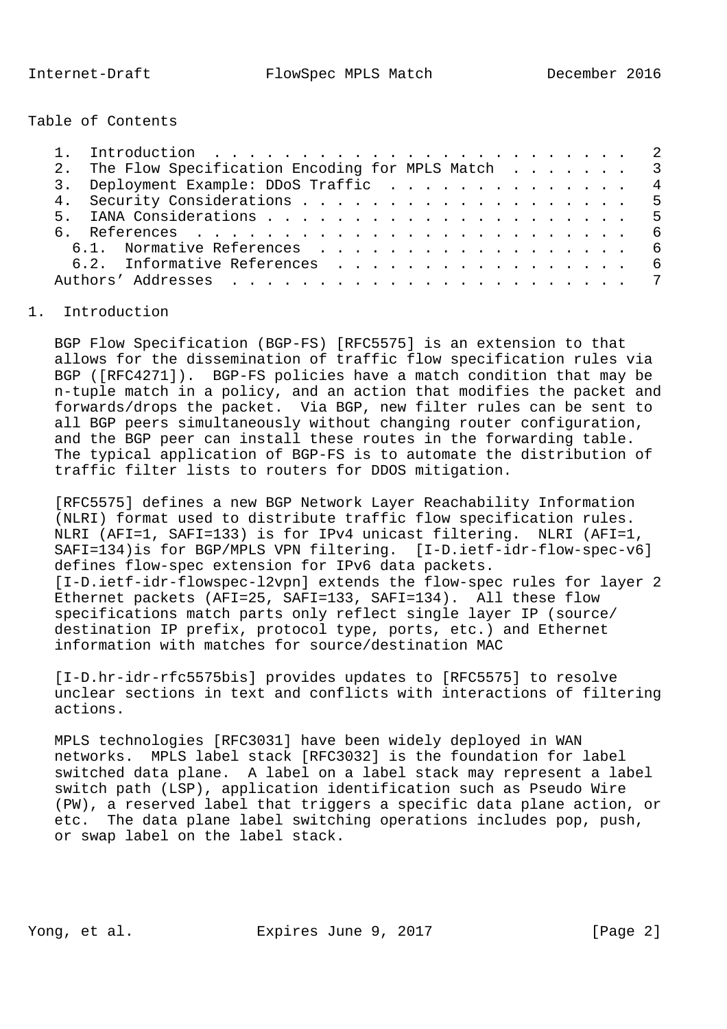Table of Contents

1. Introduction . . . . . . . . . . . . . . . . . . . . . . . . 2
2. The Flow Specification Encoding for MPLS Match . . . . . . . 3
3. Deployment Example: DDoS Traffic . . . . . . . . . . . . . . 4
4. Security Considerations . . . . . . . . . . . . . . . . . . . 5
5. IANA Considerations . . . . . . . . . . . . . . . . . . . . . 5
6. References . . . . . . . . . . . . . . . . . . . . . . . . . 6
   6.1. Normative References . . . . . . . . . . . . . . . . . . 6
   6.2. Informative References . . . . . . . . . . . . . . . . . 6

Authors' Addresses . . . . . . . . . . . . . . . . . . . . . . . 7

# 1. Introduction

BGP Flow Specification (BGP-FS) [RFC5575] is an extension to that allows for the dissemination of traffic flow specification rules via BGP ([RFC4271]). BGP-FS policies have a match condition that may be n-tuple match in a policy, and an action that modifies the packet and forwards/drops the packet. Via BGP, new filter rules can be sent to all BGP peers simultaneously without changing router configuration, and the BGP peer can install these routes in the forwarding table. The typical application of BGP-FS is to automate the distribution of traffic filter lists to routers for DDOS mitigation.

[RFC5575] defines a new BGP Network Layer Reachability Information (NLRI) format used to distribute traffic flow specification rules. NLRI (AFI=1, SAFI=133) is for IPv4 unicast filtering. NLRI (AFI=1, SAFI=134)is for BGP/MPLS VPN filtering. [I-D.ietf-idr-flow-spec-v6] defines flow-spec extension for IPv6 data packets. [I-D.ietf-idr-flowspec-l2vpn] extends the flow-spec rules for layer 2 Ethernet packets (AFI=25, SAFI=133, SAFI=134). All these flow specifications match parts only reflect single layer IP (source/ destination IP prefix, protocol type, ports, etc.) and Ethernet information with matches for source/destination MAC

[I-D.hr-idr-rfc5575bis] provides updates to [RFC5575] to resolve unclear sections in text and conflicts with interactions of filtering actions.

MPLS technologies [RFC3031] have been widely deployed in WAN networks. MPLS label stack [RFC3032] is the foundation for label switched data plane. A label on a label stack may represent a label switch path (LSP), application identification such as Pseudo Wire (PW), a reserved label that triggers a specific data plane action, or etc. The data plane label switching operations includes pop, push, or swap label on the label stack.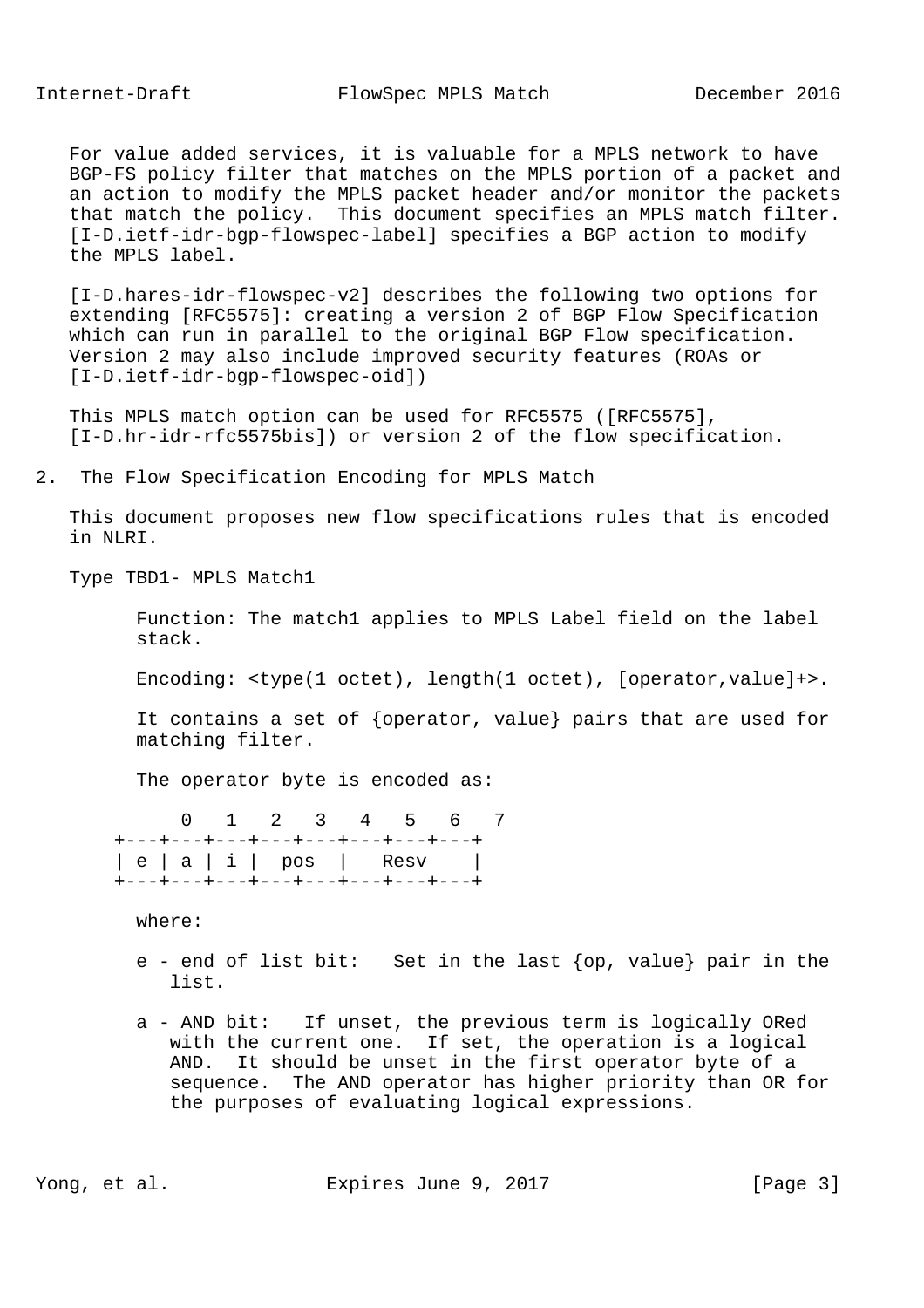For value added services, it is valuable for a MPLS network to have BGP-FS policy filter that matches on the MPLS portion of a packet and an action to modify the MPLS packet header and/or monitor the packets that match the policy. This document specifies an MPLS match filter. [I-D.ietf-idr-bgp-flowspec-label] specifies a BGP action to modify the MPLS label.

[I-D.hares-idr-flowspec-v2] describes the following two options for extending [RFC5575]: creating a version 2 of BGP Flow Specification which can run in parallel to the original BGP Flow specification. Version 2 may also include improved security features (ROAs or [I-D.ietf-idr-bgp-flowspec-oid])

This MPLS match option can be used for RFC5575 ([RFC5575], [I-D.hr-idr-rfc5575bis]) or version 2 of the flow specification.

## 2. The Flow Specification Encoding for MPLS Match

This document proposes new flow specifications rules that is encoded in NLRI.

Type TBD1- MPLS Match1

Function: The match1 applies to MPLS Label field on the label stack.

Encoding: <type(1 octet), length(1 octet), [operator,value]+>.

It contains a set of {operator, value} pairs that are used for matching filter.

The operator byte is encoded as:

```
    0   1   2   3   4   5   6   7
  +---+---+---+---+---+---+---+---+
  | e | a | i |  pos  |   Resv    |
  +---+---+---+---+---+---+---+---+
```

where:

- e - end of list bit: Set in the last {op, value} pair in the list.

- a - AND bit: If unset, the previous term is logically ORed with the current one. If set, the operation is a logical AND. It should be unset in the first operator byte of a sequence. The AND operator has higher priority than OR for the purposes of evaluating logical expressions.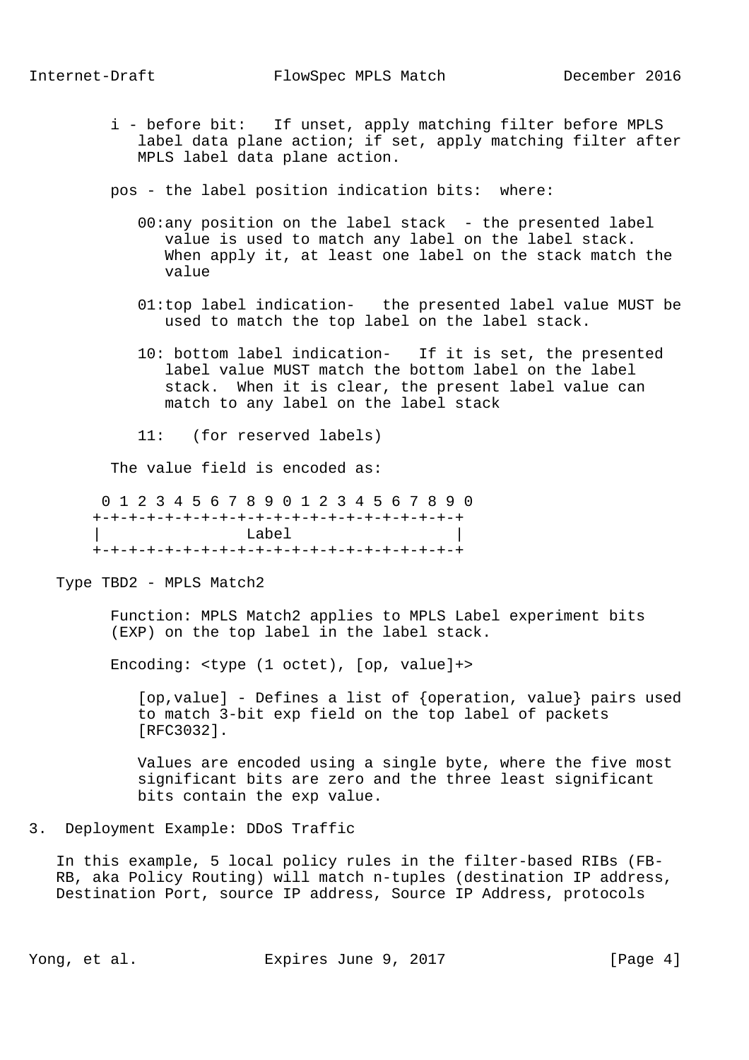i - before bit: If unset, apply matching filter before MPLS label data plane action; if set, apply matching filter after MPLS label data plane action.

pos - the label position indication bits: where:

00:any position on the label stack - the presented label value is used to match any label on the label stack. When apply it, at least one label on the stack match the value

01:top label indication- the presented label value MUST be used to match the top label on the label stack.

10: bottom label indication- If it is set, the presented label value MUST match the bottom label on the label stack. When it is clear, the present label value can match to any label on the label stack

11: (for reserved labels)

The value field is encoded as:

```
 0 1 2 3 4 5 6 7 8 9 0 1 2 3 4 5 6 7 8 9 0
+-+-+-+-+-+-+-+-+-+-+-+-+-+-+-+-+-+-+-+-+
|               Label                    |
+-+-+-+-+-+-+-+-+-+-+-+-+-+-+-+-+-+-+-+-+
```

Type TBD2 - MPLS Match2

Function: MPLS Match2 applies to MPLS Label experiment bits (EXP) on the top label in the label stack.

Encoding: <type (1 octet), [op, value]+>

[op,value] - Defines a list of {operation, value} pairs used to match 3-bit exp field on the top label of packets [RFC3032].

Values are encoded using a single byte, where the five most significant bits are zero and the three least significant bits contain the exp value.

## 3. Deployment Example: DDoS Traffic

In this example, 5 local policy rules in the filter-based RIBs (FB-RB, aka Policy Routing) will match n-tuples (destination IP address, Destination Port, source IP address, Source IP Address, protocols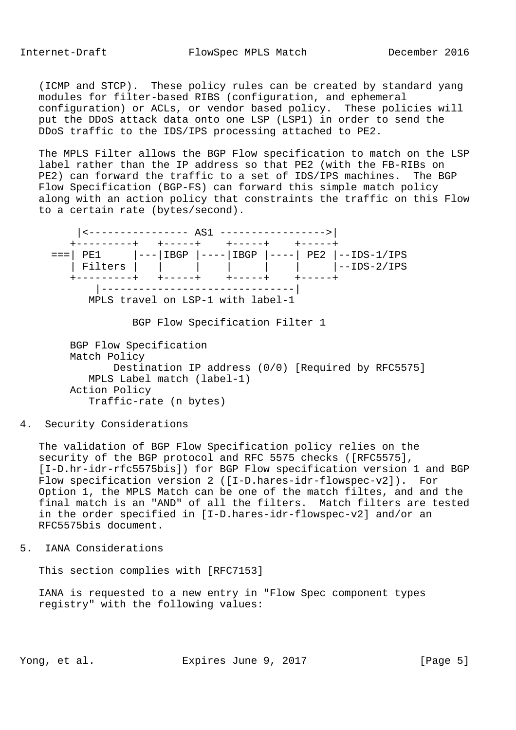(ICMP and STCP). These policy rules can be created by standard yang modules for filter-based RIBS (configuration, and ephemeral configuration) or ACLs, or vendor based policy. These policies will put the DDoS attack data onto one LSP (LSP1) in order to send the DDoS traffic to the IDS/IPS processing attached to PE2.

The MPLS Filter allows the BGP Flow specification to match on the LSP label rather than the IP address so that PE2 (with the FB-RIBs on PE2) can forward the traffic to a set of IDS/IPS machines. The BGP Flow Specification (BGP-FS) can forward this simple match policy along with an action policy that constraints the traffic on this Flow to a certain rate (bytes/second).

```
         |<---------------- AS1 ----------------->|
        +---------+   +-----+    +-----+    +-----+
     ===| PE1     |---|IBGP |----|IBGP |----| PE2 |--IDS-1/IPS
        | Filters |   |     |    |     |    |     |--IDS-2/IPS
        +---------+   +-----+    +-----+    +-----+
             |-------------------------------|
           MPLS travel on LSP-1 with label-1

                  BGP Flow Specification Filter 1

        BGP Flow Specification
        Match Policy
               Destination IP address (0/0) [Required by RFC5575]
           MPLS Label match (label-1)
        Action Policy
           Traffic-rate (n bytes)
```

## 4. Security Considerations

The validation of BGP Flow Specification policy relies on the security of the BGP protocol and RFC 5575 checks ([RFC5575], [I-D.hr-idr-rfc5575bis]) for BGP Flow specification version 1 and BGP Flow specification version 2 ([I-D.hares-idr-flowspec-v2]). For Option 1, the MPLS Match can be one of the match filtes, and and the final match is an "AND" of all the filters. Match filters are tested in the order specified in [I-D.hares-idr-flowspec-v2] and/or an RFC5575bis document.

## 5. IANA Considerations

This section complies with [RFC7153]

IANA is requested to a new entry in "Flow Spec component types registry" with the following values: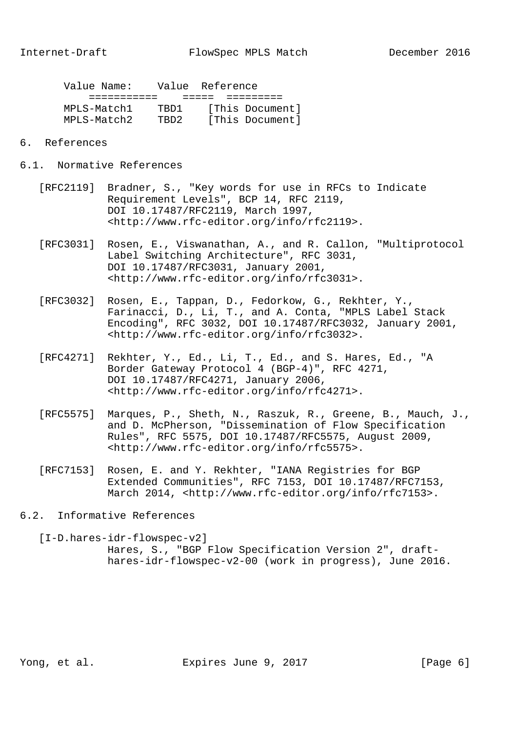| Value Name: | Value | Reference |
|---|---|---|
| MPLS-Match1 | TBD1 | [This Document] |
| MPLS-Match2 | TBD2 | [This Document] |

# 6. References

## 6.1. Normative References

[RFC2119] Bradner, S., "Key words for use in RFCs to Indicate Requirement Levels", BCP 14, RFC 2119, DOI 10.17487/RFC2119, March 1997, <http://www.rfc-editor.org/info/rfc2119>.

[RFC3031] Rosen, E., Viswanathan, A., and R. Callon, "Multiprotocol Label Switching Architecture", RFC 3031, DOI 10.17487/RFC3031, January 2001, <http://www.rfc-editor.org/info/rfc3031>.

[RFC3032] Rosen, E., Tappan, D., Fedorkow, G., Rekhter, Y., Farinacci, D., Li, T., and A. Conta, "MPLS Label Stack Encoding", RFC 3032, DOI 10.17487/RFC3032, January 2001, <http://www.rfc-editor.org/info/rfc3032>.

[RFC4271] Rekhter, Y., Ed., Li, T., Ed., and S. Hares, Ed., "A Border Gateway Protocol 4 (BGP-4)", RFC 4271, DOI 10.17487/RFC4271, January 2006, <http://www.rfc-editor.org/info/rfc4271>.

[RFC5575] Marques, P., Sheth, N., Raszuk, R., Greene, B., Mauch, J., and D. McPherson, "Dissemination of Flow Specification Rules", RFC 5575, DOI 10.17487/RFC5575, August 2009, <http://www.rfc-editor.org/info/rfc5575>.

[RFC7153] Rosen, E. and Y. Rekhter, "IANA Registries for BGP Extended Communities", RFC 7153, DOI 10.17487/RFC7153, March 2014, <http://www.rfc-editor.org/info/rfc7153>.

## 6.2. Informative References

[I-D.hares-idr-flowspec-v2] Hares, S., "BGP Flow Specification Version 2", draft-hares-idr-flowspec-v2-00 (work in progress), June 2016.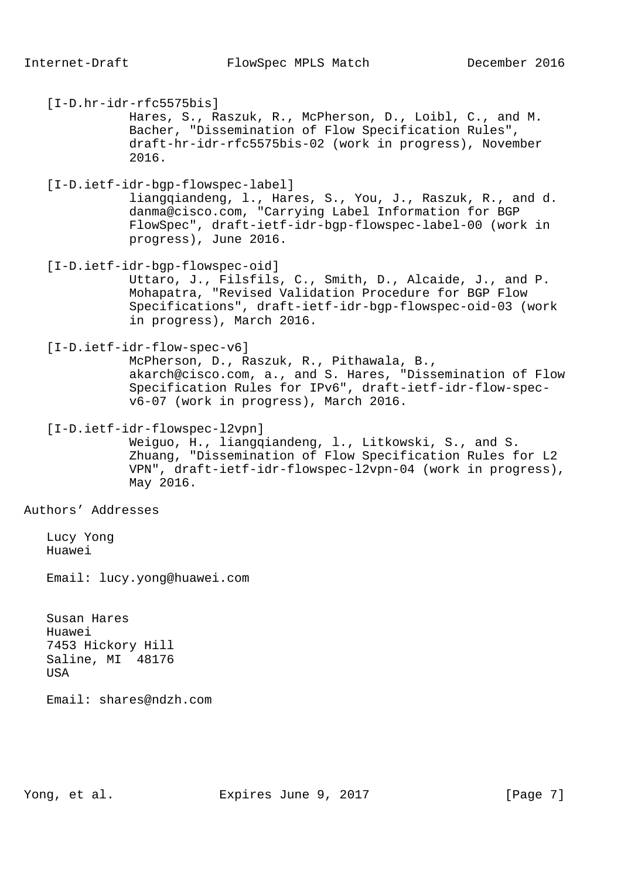[I-D.hr-idr-rfc5575bis]
Hares, S., Raszuk, R., McPherson, D., Loibl, C., and M. Bacher, "Dissemination of Flow Specification Rules", draft-hr-idr-rfc5575bis-02 (work in progress), November 2016.

[I-D.ietf-idr-bgp-flowspec-label]
liangqiandeng, l., Hares, S., You, J., Raszuk, R., and d. danma@cisco.com, "Carrying Label Information for BGP FlowSpec", draft-ietf-idr-bgp-flowspec-label-00 (work in progress), June 2016.

[I-D.ietf-idr-bgp-flowspec-oid]
Uttaro, J., Filsfils, C., Smith, D., Alcaide, J., and P. Mohapatra, "Revised Validation Procedure for BGP Flow Specifications", draft-ietf-idr-bgp-flowspec-oid-03 (work in progress), March 2016.

[I-D.ietf-idr-flow-spec-v6]
McPherson, D., Raszuk, R., Pithawala, B., akarch@cisco.com, a., and S. Hares, "Dissemination of Flow Specification Rules for IPv6", draft-ietf-idr-flow-spec-v6-07 (work in progress), March 2016.

[I-D.ietf-idr-flowspec-l2vpn]
Weiguo, H., liangqiandeng, l., Litkowski, S., and S. Zhuang, "Dissemination of Flow Specification Rules for L2 VPN", draft-ietf-idr-flowspec-l2vpn-04 (work in progress), May 2016.

# Authors' Addresses

Lucy Yong
Huawei

Email: lucy.yong@huawei.com

Susan Hares
Huawei
7453 Hickory Hill
Saline, MI 48176
USA

Email: shares@ndzh.com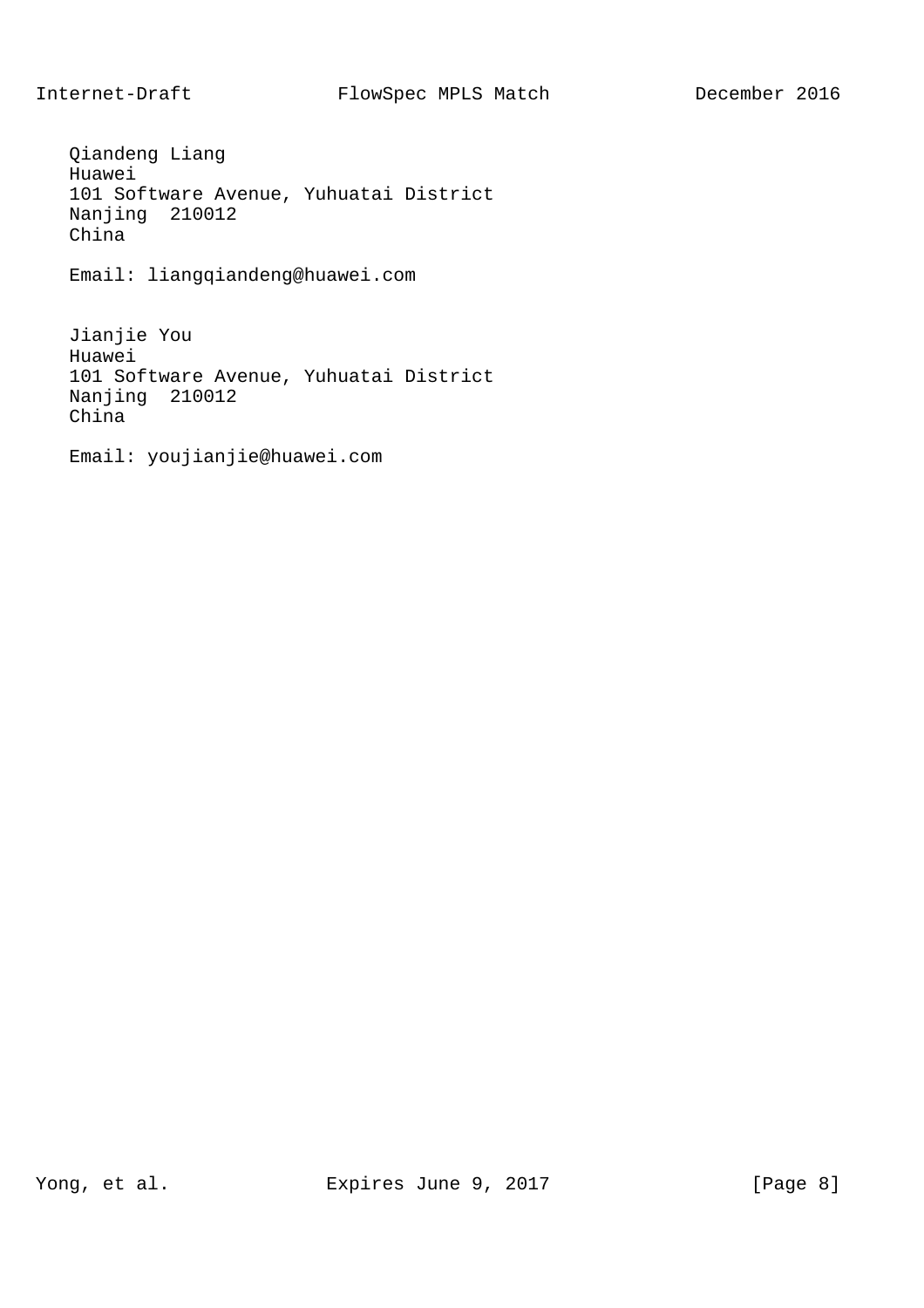Qiandeng Liang
Huawei
101 Software Avenue, Yuhuatai District
Nanjing  210012
China

Email: liangqiandeng@huawei.com

Jianjie You
Huawei
101 Software Avenue, Yuhuatai District
Nanjing  210012
China

Email: youjianjie@huawei.com